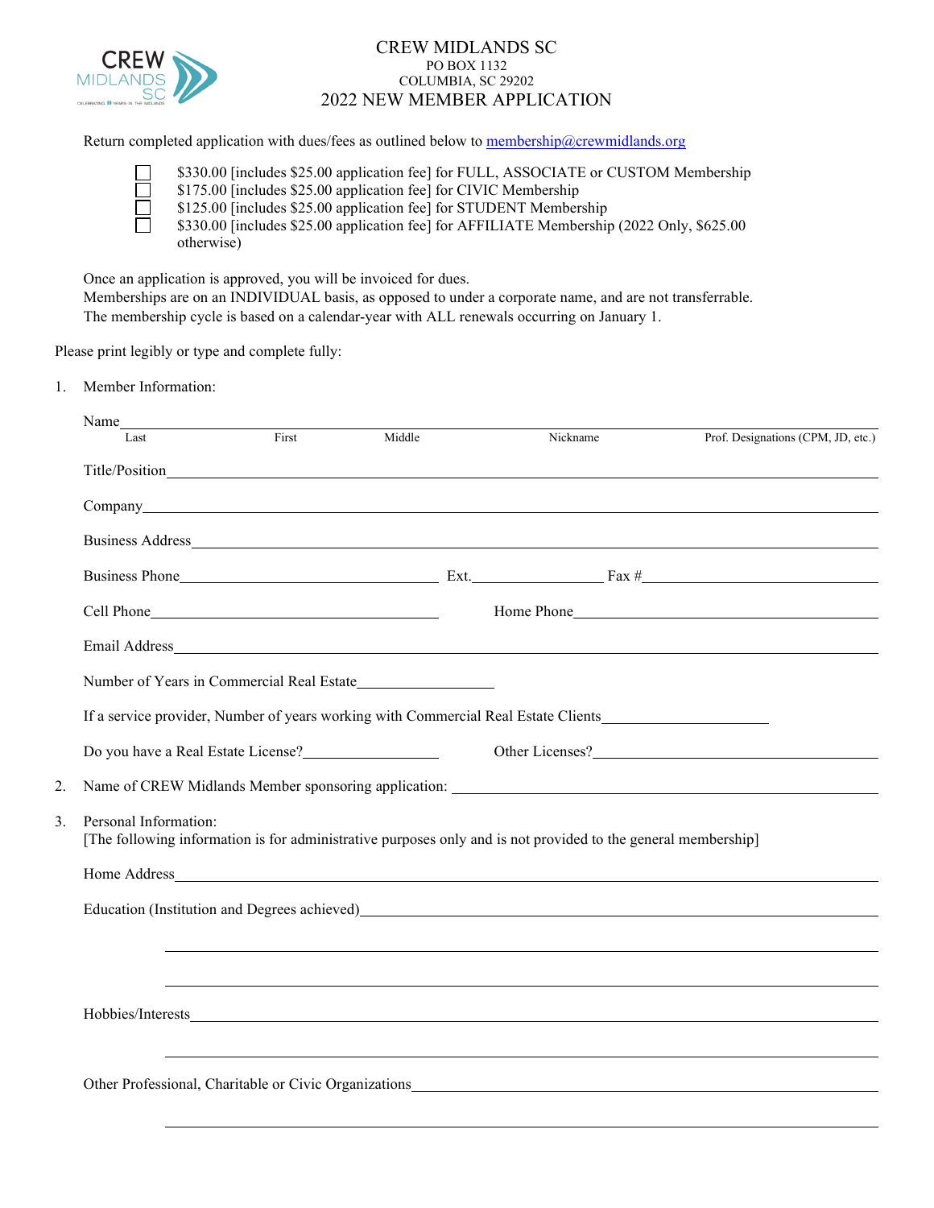# CREW MIDLANDS SC

PO BOX 1132
COLUMBIA, SC 29202

## 2022 NEW MEMBER APPLICATION

Return completed application with dues/fees as outlined below to membership@crewmidlands.org

- ☐ $330.00 [includes $25.00 application fee] for FULL, ASSOCIATE or CUSTOM Membership
- ☐ $175.00 [includes $25.00 application fee] for CIVIC Membership
- ☐ $125.00 [includes $25.00 application fee] for STUDENT Membership
- ☐ $330.00 [includes $25.00 application fee] for AFFILIATE Membership (2022 Only, $625.00 otherwise)

Once an application is approved, you will be invoiced for dues.
Memberships are on an INDIVIDUAL basis, as opposed to under a corporate name, and are not transferrable.
The membership cycle is based on a calendar-year with ALL renewals occurring on January 1.

Please print legibly or type and complete fully:

1. Member Information:

   Name ______________________________________________________________
   Last | First | Middle | Nickname | Prof. Designations (CPM, JD, etc.)

   Title/Position ______________________________________________________

   Company ___________________________________________________________

   Business Address ____________________________________________________

   Business Phone ____________________ Ext. ____________ Fax # ____________________

   Cell Phone ________________________ Home Phone ________________________

   Email Address _______________________________________________________

   Number of Years in Commercial Real Estate ____________

   If a service provider, Number of years working with Commercial Real Estate Clients ____________

   Do you have a Real Estate License? ____________ Other Licenses? ____________________

2. Name of CREW Midlands Member sponsoring application: ________________________________

3. Personal Information:
   [The following information is for administrative purposes only and is not provided to the general membership]

   Home Address _______________________________________________________

   Education (Institution and Degrees achieved) _________________________________

   ______________________________________________________________________

   ______________________________________________________________________

   Hobbies/Interests ____________________________________________________

   ______________________________________________________________________

   Other Professional, Charitable or Civic Organizations ______________________________

   ______________________________________________________________________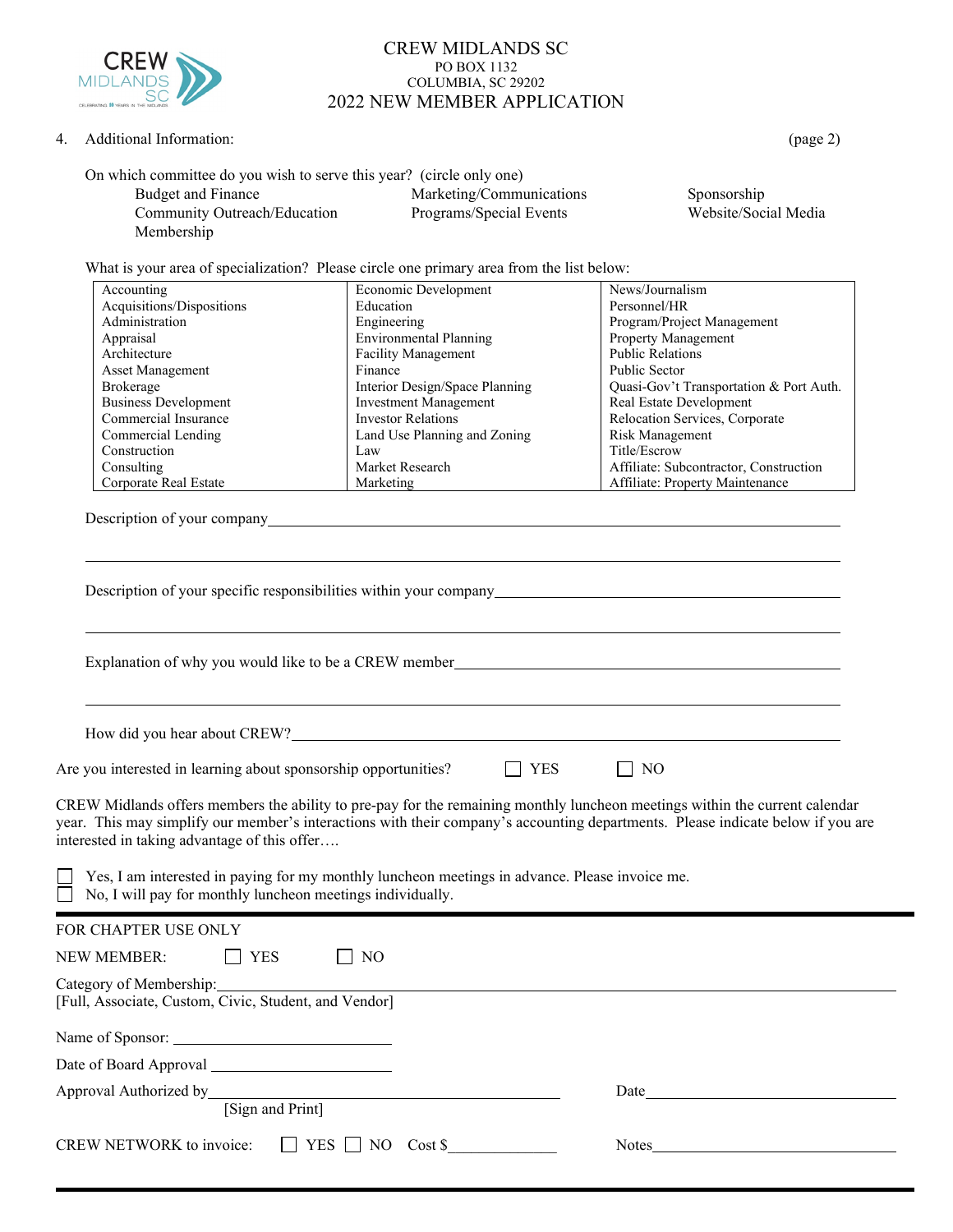CREW MIDLANDS SC
PO BOX 1132
COLUMBIA, SC 29202
2022 NEW MEMBER APPLICATION

4. Additional Information: (page 2)

On which committee do you wish to serve this year? (circle only one)

Budget and Finance
Community Outreach/Education
Membership
Marketing/Communications
Programs/Special Events
Sponsorship
Website/Social Media

What is your area of specialization? Please circle one primary area from the list below:

| | | |
|---|---|---|
| Accounting | Economic Development | News/Journalism |
| Acquisitions/Dispositions | Education | Personnel/HR |
| Administration | Engineering | Program/Project Management |
| Appraisal | Environmental Planning | Property Management |
| Architecture | Facility Management | Public Relations |
| Asset Management | Finance | Public Sector |
| Brokerage | Interior Design/Space Planning | Quasi-Gov't Transportation & Port Auth. |
| Business Development | Investment Management | Real Estate Development |
| Commercial Insurance | Investor Relations | Relocation Services, Corporate |
| Commercial Lending | Land Use Planning and Zoning | Risk Management |
| Construction | Law | Title/Escrow |
| Consulting | Market Research | Affiliate: Subcontractor, Construction |
| Corporate Real Estate | Marketing | Affiliate: Property Maintenance |

Description of your company_______________________________________________

_______________________________________________

Description of your specific responsibilities within your company_______________________________________________

_______________________________________________

Explanation of why you would like to be a CREW member_______________________________________________

_______________________________________________

How did you hear about CREW?_______________________________________________

Are you interested in learning about sponsorship opportunities? ☐ YES ☐ NO

CREW Midlands offers members the ability to pre-pay for the remaining monthly luncheon meetings within the current calendar year. This may simplify our member's interactions with their company's accounting departments. Please indicate below if you are interested in taking advantage of this offer….

☐ Yes, I am interested in paying for my monthly luncheon meetings in advance. Please invoice me.
☐ No, I will pay for monthly luncheon meetings individually.

---

FOR CHAPTER USE ONLY

NEW MEMBER: ☐ YES ☐ NO

Category of Membership:_______________________________________________
[Full, Associate, Custom, Civic, Student, and Vendor]

Name of Sponsor: _______________________

Date of Board Approval _______________________

Approval Authorized by_______________________ Date_______________________
[Sign and Print]

CREW NETWORK to invoice: ☐ YES ☐ NO Cost $_____________ Notes_______________________